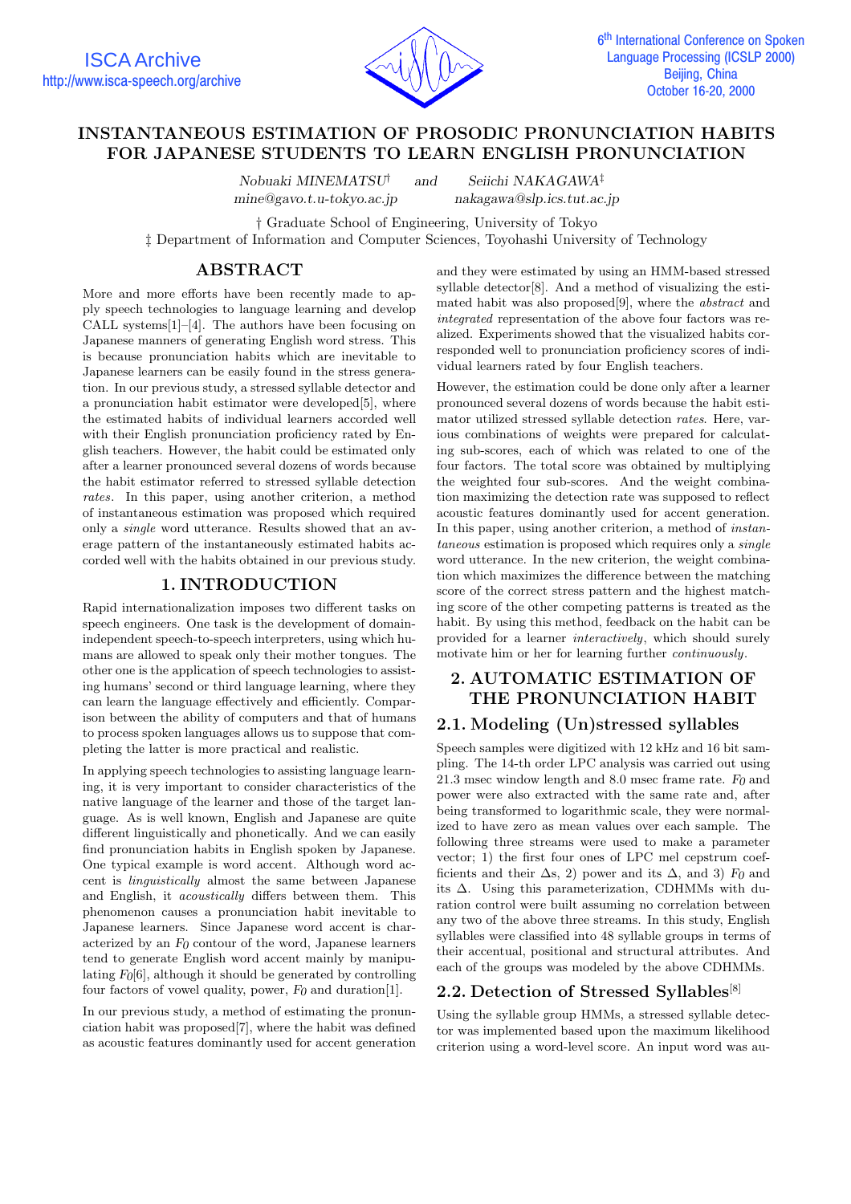# INSTANTANEOUS ESTIMATION OF PROSODIC PRONUNCIATION HABITS FOR JAPANESE STUDENTS TO LEARN ENGLISH PRONUNCIATION

*Nobuaki MINEMATSU*† and *Seiichi NAKAGAWA*‡

*mine@gavo.t.u-tokyo.ac.jp* *nakagawa@slp.ics.tut.ac.jp*

† Graduate School of Engineering, University of Tokyo

‡ Department of Information and Computer Sciences, Toyohashi University of Technology

## ABSTRACT

More and more efforts have been recently made to apply speech technologies to language learning and develop CALL systems[1]–[4]. The authors have been focusing on Japanese manners of generating English word stress. This is because pronunciation habits which are inevitable to Japanese learners can be easily found in the stress generation. In our previous study, a stressed syllable detector and a pronunciation habit estimator were developed[5], where the estimated habits of individual learners accorded well with their English pronunciation proficiency rated by English teachers. However, the habit could be estimated only after a learner pronounced several dozens of words because the habit estimator referred to stressed syllable detection *rates*. In this paper, using another criterion, a method of instantaneous estimation was proposed which required only a *single* word utterance. Results showed that an average pattern of the instantaneously estimated habits accorded well with the habits obtained in our previous study.

## 1. INTRODUCTION

Rapid internationalization imposes two different tasks on speech engineers. One task is the development of domain-independent speech-to-speech interpreters, using which humans are allowed to speak only their mother tongues. The other one is the application of speech technologies to assisting humans' second or third language learning, where they can learn the language effectively and efficiently. Comparison between the ability of computers and that of humans to process spoken languages allows us to suppose that completing the latter is more practical and realistic.

In applying speech technologies to assisting language learning, it is very important to consider characteristics of the native language of the learner and those of the target language. As is well known, English and Japanese are quite different linguistically and phonetically. And we can easily find pronunciation habits in English spoken by Japanese. One typical example is word accent. Although word accent is *linguistically* almost the same between Japanese and English, it *acoustically* differs between them. This phenomenon causes a pronunciation habit inevitable to Japanese learners. Since Japanese word accent is characterized by an $F_0$ contour of the word, Japanese learners tend to generate English word accent mainly by manipulating $F_0$[6], although it should be generated by controlling four factors of vowel quality, power, $F_0$ and duration[1].

In our previous study, a method of estimating the pronunciation habit was proposed[7], where the habit was defined as acoustic features dominantly used for accent generation and they were estimated by using an HMM-based stressed syllable detector[8]. And a method of visualizing the estimated habit was also proposed[9], where the *abstract* and *integrated* representation of the above four factors was realized. Experiments showed that the visualized habits corresponded well to pronunciation proficiency scores of individual learners rated by four English teachers.

However, the estimation could be done only after a learner pronounced several dozens of words because the habit estimator utilized stressed syllable detection *rates*. Here, various combinations of weights were prepared for calculating sub-scores, each of which was related to one of the four factors. The total score was obtained by multiplying the weighted four sub-scores. And the weight combination maximizing the detection rate was supposed to reflect acoustic features dominantly used for accent generation. In this paper, using another criterion, a method of *instantaneous* estimation is proposed which requires only a *single* word utterance. In the new criterion, the weight combination which maximizes the difference between the matching score of the correct stress pattern and the highest matching score of the other competing patterns is treated as the habit. By using this method, feedback on the habit can be provided for a learner *interactively*, which should surely motivate him or her for learning further *continuously*.

## 2. AUTOMATIC ESTIMATION OF THE PRONUNCIATION HABIT

### 2.1. Modeling (Un)stressed syllables

Speech samples were digitized with 12 kHz and 16 bit sampling. The 14-th order LPC analysis was carried out using 21.3 msec window length and 8.0 msec frame rate. $F_0$ and power were also extracted with the same rate and, after being transformed to logarithmic scale, they were normalized to have zero as mean values over each sample. The following three streams were used to make a parameter vector; 1) the first four ones of LPC mel cepstrum coefficients and their $\Delta$s, 2) power and its $\Delta$, and 3) $F_0$ and its $\Delta$. Using this parameterization, CDHMMs with duration control were built assuming no correlation between any two of the above three streams. In this study, English syllables were classified into 48 syllable groups in terms of their accentual, positional and structural attributes. And each of the groups was modeled by the above CDHMMs.

### 2.2. Detection of Stressed Syllables[8]

Using the syllable group HMMs, a stressed syllable detector was implemented based upon the maximum likelihood criterion using a word-level score. An input word was au-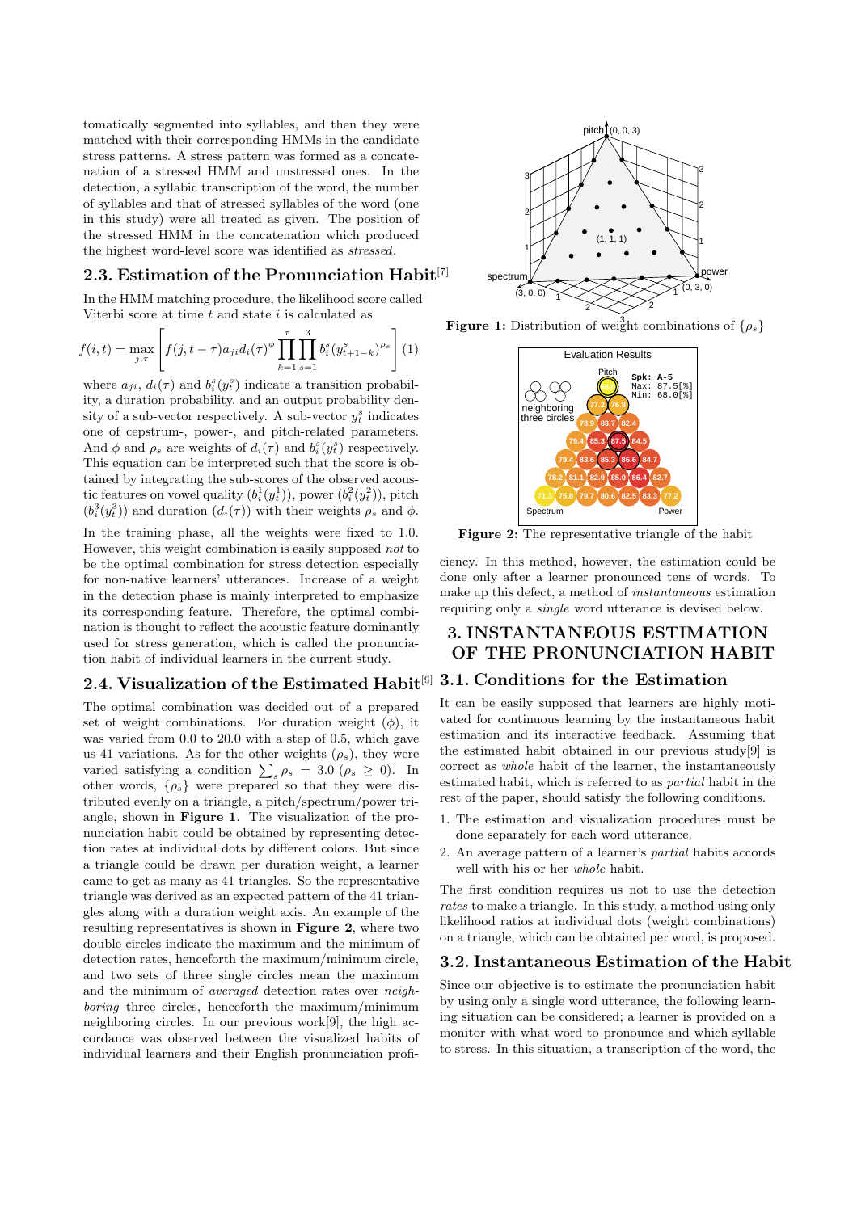tomatically segmented into syllables, and then they were matched with their corresponding HMMs in the candidate stress patterns. A stress pattern was formed as a concatenation of a stressed HMM and unstressed ones. In the detection, a syllabic transcription of the word, the number of syllables and that of stressed syllables of the word (one in this study) were all treated as given. The position of the stressed HMM in the concatenation which produced the highest word-level score was identified as *stressed*.

## 2.3. Estimation of the Pronunciation Habit[7]

In the HMM matching procedure, the likelihood score called Viterbi score at time $t$ and state $i$ is calculated as

$$f(i,t) = \max_{j,\tau}\left[ f(j,t-\tau)a_{ji}d_i(\tau)^{\phi} \prod_{k=1}^{\tau}\prod_{s=1}^{3} b_i^s(y_{t+1-k}^s)^{\rho_s} \right] \quad (1)$$

where $a_{ji}$, $d_i(\tau)$ and $b_i^s(y_t^s)$ indicate a transition probability, a duration probability, and an output probability density of a sub-vector respectively. A sub-vector $y_t^s$ indicates one of cepstrum-, power-, and pitch-related parameters. And $\phi$ and $\rho_s$ are weights of $d_i(\tau)$ and $b_i^s(y_t^s)$ respectively. This equation can be interpreted such that the score is obtained by integrating the sub-scores of the observed acoustic features on vowel quality ($b_i^1(y_t^1)$), power ($b_i^2(y_t^2)$), pitch ($b_i^3(y_t^3)$) and duration ($d_i(\tau)$) with their weights $\rho_s$ and $\phi$.

In the training phase, all the weights were fixed to 1.0. However, this weight combination is easily supposed *not* to be the optimal combination for stress detection especially for non-native learners' utterances. Increase of a weight in the detection phase is mainly interpreted to emphasize its corresponding feature. Therefore, the optimal combination is thought to reflect the acoustic feature dominantly used for stress generation, which is called the pronunciation habit of individual learners in the current study.

## 2.4. Visualization of the Estimated Habit[9]

The optimal combination was decided out of a prepared set of weight combinations. For duration weight ($\phi$), it was varied from 0.0 to 20.0 with a step of 0.5, which gave us 41 variations. As for the other weights ($\rho_s$), they were varied satisfying a condition $\sum_s \rho_s = 3.0$ ($\rho_s \geq 0$). In other words, $\{\rho_s\}$ were prepared so that they were distributed evenly on a triangle, a pitch/spectrum/power triangle, shown in **Figure 1**. The visualization of the pronunciation habit could be obtained by representing detection rates at individual dots by different colors. But since a triangle could be drawn per duration weight, a learner came to get as many as 41 triangles. So the representative triangle was derived as an expected pattern of the 41 triangles along with a duration weight axis. An example of the resulting representatives is shown in **Figure 2**, where two double circles indicate the maximum and the minimum of detection rates, henceforth the maximum/minimum circle, and two sets of three single circles mean the maximum and the minimum of *averaged* detection rates over *neighboring* three circles, henceforth the maximum/minimum neighboring circles. In our previous work[9], the high accordance was observed between the visualized habits of individual learners and their English pronunciation profi-

**Figure 1:** Distribution of weight combinations of $\{\rho_s\}$

**Figure 2:** The representative triangle of the habit

ciency. In this method, however, the estimation could be done only after a learner pronounced tens of words. To make up this defect, a method of *instantaneous* estimation requiring only a *single* word utterance is devised below.

# 3. INSTANTANEOUS ESTIMATION OF THE PRONUNCIATION HABIT

## 3.1. Conditions for the Estimation

It can be easily supposed that learners are highly motivated for continuous learning by the instantaneous habit estimation and its interactive feedback. Assuming that the estimated habit obtained in our previous study[9] is correct as *whole* habit of the learner, the instantaneously estimated habit, which is referred to as *partial* habit in the rest of the paper, should satisfy the following conditions.

1. The estimation and visualization procedures must be done separately for each word utterance.
2. An average pattern of a learner's *partial* habits accords well with his or her *whole* habit.

The first condition requires us not to use the detection *rates* to make a triangle. In this study, a method using only likelihood ratios at individual dots (weight combinations) on a triangle, which can be obtained per word, is proposed.

## 3.2. Instantaneous Estimation of the Habit

Since our objective is to estimate the pronunciation habit by using only a single word utterance, the following learning situation can be considered; a learner is provided on a monitor with what word to pronounce and which syllable to stress. In this situation, a transcription of the word, the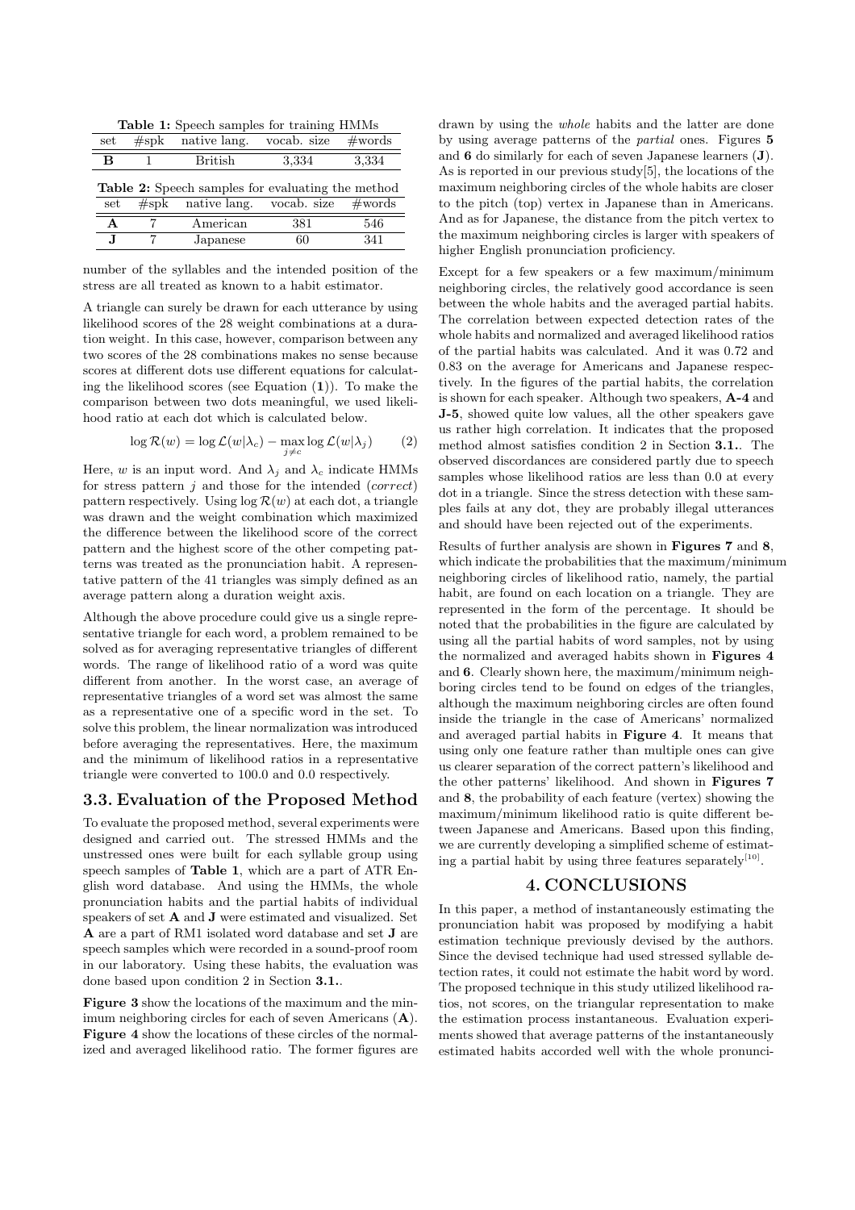**Table 1:** Speech samples for training HMMs

| set | #spk | native lang. | vocab. size | #words |
|---|---|---|---|---|
| **B** | 1 | British | 3,334 | 3,334 |

**Table 2:** Speech samples for evaluating the method

| set | #spk | native lang. | vocab. size | #words |
|---|---|---|---|---|
| **A** | 7 | American | 381 | 546 |
| **J** | 7 | Japanese | 60 | 341 |

number of the syllables and the intended position of the stress are all treated as known to a habit estimator.

A triangle can surely be drawn for each utterance by using likelihood scores of the 28 weight combinations at a duration weight. In this case, however, comparison between any two scores of the 28 combinations makes no sense because scores at different dots use different equations for calculating the likelihood scores (see Equation (**1**)). To make the comparison between two dots meaningful, we used likelihood ratio at each dot which is calculated below.

$$\log \mathcal{R}(w) = \log \mathcal{L}(w|\lambda_c) - \max_{j \neq c} \log \mathcal{L}(w|\lambda_j) \qquad (2)$$

Here, $w$ is an input word. And $\lambda_j$ and $\lambda_c$ indicate HMMs for stress pattern $j$ and those for the intended (*correct*) pattern respectively. Using $\log \mathcal{R}(w)$ at each dot, a triangle was drawn and the weight combination which maximized the difference between the likelihood score of the correct pattern and the highest score of the other competing patterns was treated as the pronunciation habit. A representative pattern of the 41 triangles was simply defined as an average pattern along a duration weight axis.

Although the above procedure could give us a single representative triangle for each word, a problem remained to be solved as for averaging representative triangles of different words. The range of likelihood ratio of a word was quite different from another. In the worst case, an average of representative triangles of a word set was almost the same as a representative one of a specific word in the set. To solve this problem, the linear normalization was introduced before averaging the representatives. Here, the maximum and the minimum of likelihood ratios in a representative triangle were converted to 100.0 and 0.0 respectively.

## 3.3. Evaluation of the Proposed Method

To evaluate the proposed method, several experiments were designed and carried out. The stressed HMMs and the unstressed ones were built for each syllable group using speech samples of **Table 1**, which are a part of ATR English word database. And using the HMMs, the whole pronunciation habits and the partial habits of individual speakers of set **A** and **J** were estimated and visualized. Set **A** are a part of RM1 isolated word database and set **J** are speech samples which were recorded in a sound-proof room in our laboratory. Using these habits, the evaluation was done based upon condition 2 in Section **3.1.**.

**Figure 3** show the locations of the maximum and the minimum neighboring circles for each of seven Americans (**A**). **Figure 4** show the locations of these circles of the normalized and averaged likelihood ratio. The former figures are drawn by using the *whole* habits and the latter are done by using average patterns of the *partial* ones. Figures **5** and **6** do similarly for each of seven Japanese learners (**J**). As is reported in our previous study[5], the locations of the maximum neighboring circles of the whole habits are closer to the pitch (top) vertex in Japanese than in Americans. And as for Japanese, the distance from the pitch vertex to the maximum neighboring circles is larger with speakers of higher English pronunciation proficiency.

Except for a few speakers or a few maximum/minimum neighboring circles, the relatively good accordance is seen between the whole habits and the averaged partial habits. The correlation between expected detection rates of the whole habits and normalized and averaged likelihood ratios of the partial habits was calculated. And it was 0.72 and 0.83 on the average for Americans and Japanese respectively. In the figures of the partial habits, the correlation is shown for each speaker. Although two speakers, **A-4** and **J-5**, showed quite low values, all the other speakers gave us rather high correlation. It indicates that the proposed method almost satisfies condition 2 in Section **3.1.**. The observed discordances are considered partly due to speech samples whose likelihood ratios are less than 0.0 at every dot in a triangle. Since the stress detection with these samples fails at any dot, they are probably illegal utterances and should have been rejected out of the experiments.

Results of further analysis are shown in **Figures 7** and **8**, which indicate the probabilities that the maximum/minimum neighboring circles of likelihood ratio, namely, the partial habit, are found on each location on a triangle. They are represented in the form of the percentage. It should be noted that the probabilities in the figure are calculated by using all the partial habits of word samples, not by using the normalized and averaged habits shown in **Figures 4** and **6**. Clearly shown here, the maximum/minimum neighboring circles tend to be found on edges of the triangles, although the maximum neighboring circles are often found inside the triangle in the case of Americans' normalized and averaged partial habits in **Figure 4**. It means that using only one feature rather than multiple ones can give us clearer separation of the correct pattern's likelihood and the other patterns' likelihood. And shown in **Figures 7** and **8**, the probability of each feature (vertex) showing the maximum/minimum likelihood ratio is quite different between Japanese and Americans. Based upon this finding, we are currently developing a simplified scheme of estimating a partial habit by using three features separately[10].

## 4. CONCLUSIONS

In this paper, a method of instantaneously estimating the pronunciation habit was proposed by modifying a habit estimation technique previously devised by the authors. Since the devised technique had used stressed syllable detection rates, it could not estimate the habit word by word. The proposed technique in this study utilized likelihood ratios, not scores, on the triangular representation to make the estimation process instantaneous. Evaluation experiments showed that average patterns of the instantaneously estimated habits accorded well with the whole pronunci-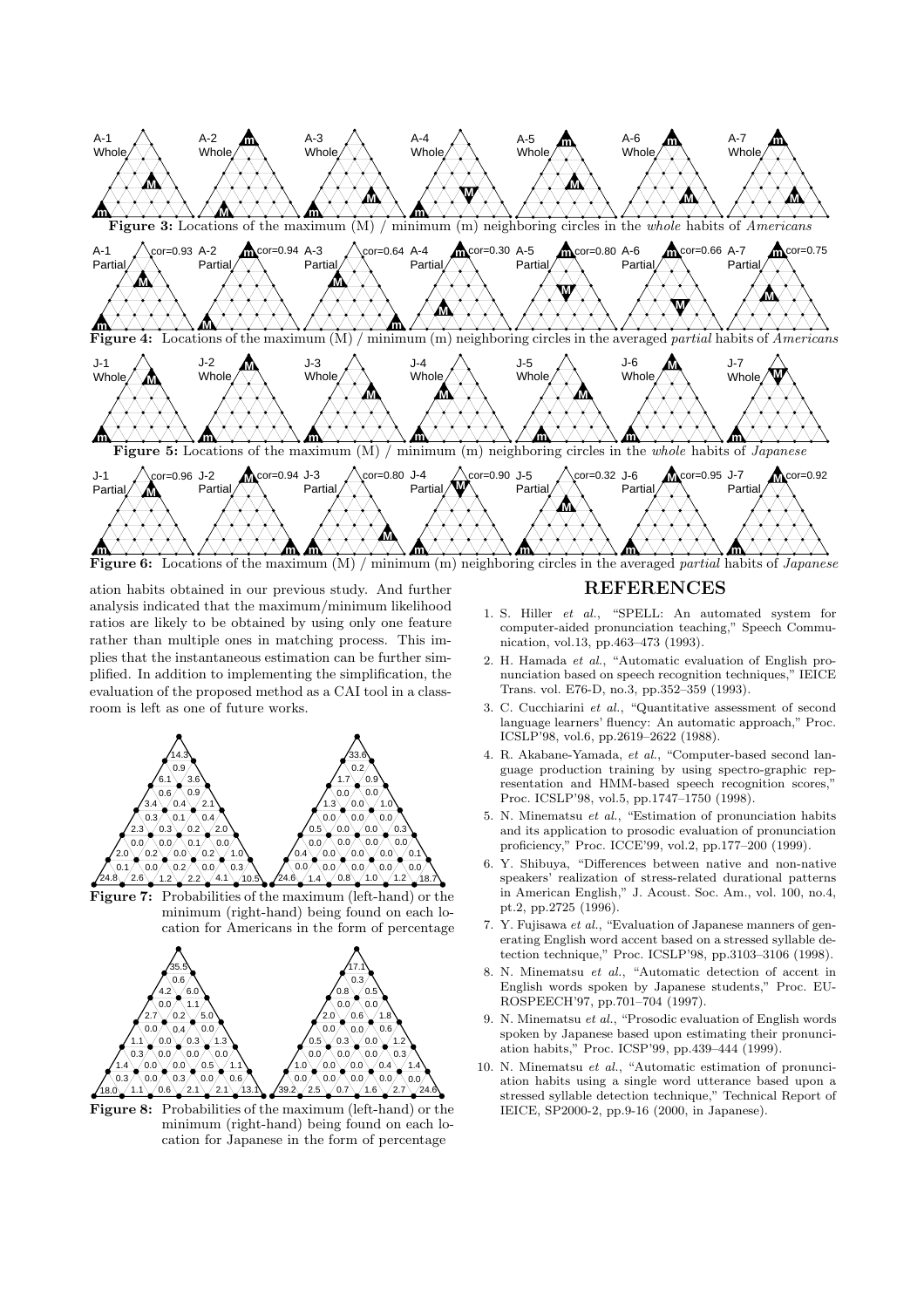A-1 Whole M m
A-2 Whole m M
A-3 Whole M m
A-4 Whole M m
A-5 Whole m M
A-6 Whole m M
A-7 Whole m M

**Figure 3:** Locations of the maximum (M) / minimum (m) neighboring circles in the *whole* habits of *Americans*

A-1 Partial cor=0.93 M m
A-2 Partial cor=0.94 m M
A-3 Partial cor=0.64 M m
A-4 Partial cor=0.30 m M
A-5 Partial cor=0.80 m M
A-6 Partial cor=0.66 m M
A-7 Partial cor=0.75 m M

**Figure 4:** Locations of the maximum (M) / minimum (m) neighboring circles in the averaged *partial* habits of *Americans*

J-1 Whole M m
J-2 Whole M m
J-3 Whole M m
J-4 Whole M m
J-5 Whole M m
J-6 Whole M m
J-7 Whole M m

**Figure 5:** Locations of the maximum (M) / minimum (m) neighboring circles in the *whole* habits of *Japanese*

J-1 Partial cor=0.96 M m
J-2 Partial cor=0.94 M m
J-3 Partial cor=0.80 M m
J-4 Partial cor=0.90 M m
J-5 Partial cor=0.32 M m
J-6 Partial cor=0.95 M m
J-7 Partial cor=0.92 M m

**Figure 6:** Locations of the maximum (M) / minimum (m) neighboring circles in the averaged *partial* habits of *Japanese*

ation habits obtained in our previous study. And further analysis indicated that the maximum/minimum likelihood ratios are likely to be obtained by using only one feature rather than multiple ones in matching process. This implies that the instantaneous estimation can be further simplified. In addition to implementing the simplification, the evaluation of the proposed method as a CAI tool in a classroom is left as one of future works.

14.3
0.9
6.1 3.6
0.6 0.9
3.4 0.4 2.1
0.3 0.1 0.4
2.3 0.3 0.2 2.0
0.0 0.0 0.1 0.0
2.0 0.2 0.0 0.2 1.0
0.1 0.0 0.2 0.0 0.3
24.8 2.6 1.2 2.2 4.1 10.5

33.6
0.2
1.7 0.9
0.0 0.0
1.3 0.0 1.0
0.0 0.0 0.0
0.5 0.0 0.0 0.3
0.0 0.0 0.0 0.0
0.4 0.0 0.0 0.0 0.1
0.0 0.0 0.0 0.0 0.0
24.6 1.4 0.8 1.0 1.2 18.7

**Figure 7:** Probabilities of the maximum (left-hand) or the minimum (right-hand) being found on each location for Americans in the form of percentage

35.5
0.6
4.2 6.0
0.0 1.1
2.7 0.2 5.0
0.0 0.4 0.0
1.1 0.0 0.3 1.3
0.3 0.0 0.0 0.0
1.4 0.0 0.0 0.5 1.1
0.3 0.0 0.3 0.0 0.6
18.0 1.1 0.6 2.1 2.1 13.1

17.1
0.3
0.8 0.5
0.0 0.0
2.0 0.6 1.8
0.0 0.0 0.6
0.5 0.3 0.0 1.2
0.0 0.0 0.0 0.3
1.0 0.0 0.0 0.4 1.4
0.0 0.0 0.0 0.0 0.0
39.2 2.5 0.7 1.6 2.7 24.6

**Figure 8:** Probabilities of the maximum (left-hand) or the minimum (right-hand) being found on each location for Japanese in the form of percentage

## REFERENCES

1. S. Hiller *et al.*, "SPELL: An automated system for computer-aided pronunciation teaching," Speech Communication, vol.13, pp.463–473 (1993).
2. H. Hamada *et al.*, "Automatic evaluation of English pronunciation based on speech recognition techniques," IEICE Trans. vol. E76-D, no.3, pp.352–359 (1993).
3. C. Cucchiarini *et al.*, "Quantitative assessment of second language learners' fluency: An automatic approach," Proc. ICSLP'98, vol.6, pp.2619–2622 (1988).
4. R. Akabane-Yamada, *et al.*, "Computer-based second language production training by using spectro-graphic representation and HMM-based speech recognition scores," Proc. ICSLP'98, vol.5, pp.1747–1750 (1998).
5. N. Minematsu *et al.*, "Estimation of pronunciation habits and its application to prosodic evaluation of pronunciation proficiency," Proc. ICCE'99, vol.2, pp.177–200 (1999).
6. Y. Shibuya, "Differences between native and non-native speakers' realization of stress-related durational patterns in American English," J. Acoust. Soc. Am., vol. 100, no.4, pt.2, pp.2725 (1996).
7. Y. Fujisawa *et al.*, "Evaluation of Japanese manners of generating English word accent based on a stressed syllable detection technique," Proc. ICSLP'98, pp.3103–3106 (1998).
8. N. Minematsu *et al.*, "Automatic detection of accent in English words spoken by Japanese students," Proc. EUROSPEECH'97, pp.701–704 (1997).
9. N. Minematsu *et al.*, "Prosodic evaluation of English words spoken by Japanese based upon estimating their pronunciation habits," Proc. ICSP'99, pp.439–444 (1999).
10. N. Minematsu *et al.*, "Automatic estimation of pronunciation habits using a single word utterance based upon a stressed syllable detection technique," Technical Report of IEICE, SP2000-2, pp.9-16 (2000, in Japanese).